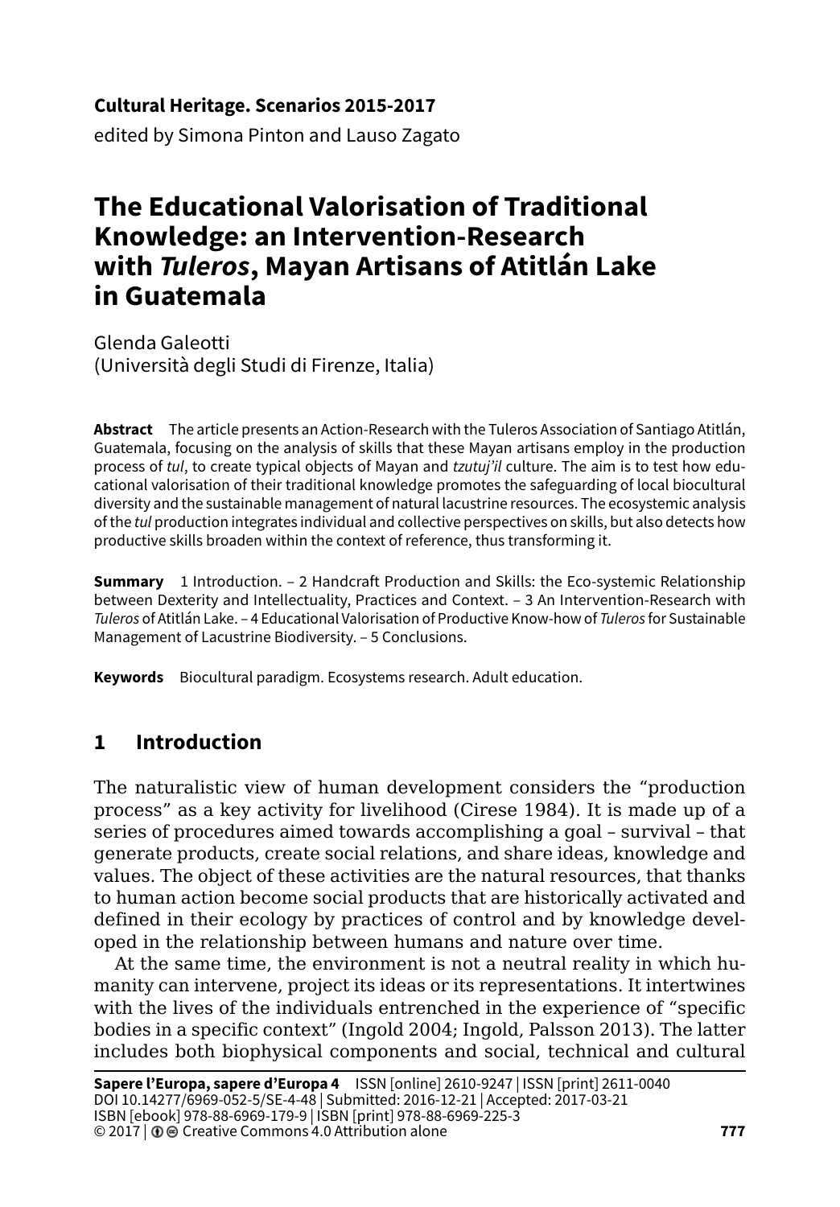**Cultural Heritage. Scenarios 2015-2017**
edited by Simona Pinton and Lauso Zagato

# The Educational Valorisation of Traditional Knowledge: an Intervention-Research with *Tuleros*, Mayan Artisans of Atitlán Lake in Guatemala

Glenda Galeotti
(Università degli Studi di Firenze, Italia)

**Abstract** The article presents an Action-Research with the Tuleros Association of Santiago Atitlán, Guatemala, focusing on the analysis of skills that these Mayan artisans employ in the production process of *tul*, to create typical objects of Mayan and *tzutuj'il* culture. The aim is to test how educational valorisation of their traditional knowledge promotes the safeguarding of local biocultural diversity and the sustainable management of natural lacustrine resources. The ecosystemic analysis of the *tul* production integrates individual and collective perspectives on skills, but also detects how productive skills broaden within the context of reference, thus transforming it.

**Summary** 1 Introduction. – 2 Handcraft Production and Skills: the Eco-systemic Relationship between Dexterity and Intellectuality, Practices and Context. – 3 An Intervention-Research with *Tuleros* of Atitlán Lake. – 4 Educational Valorisation of Productive Know-how of *Tuleros* for Sustainable Management of Lacustrine Biodiversity. – 5 Conclusions.

**Keywords** Biocultural paradigm. Ecosystems research. Adult education.

## 1 Introduction

The naturalistic view of human development considers the "production process" as a key activity for livelihood (Cirese 1984). It is made up of a series of procedures aimed towards accomplishing a goal – survival – that generate products, create social relations, and share ideas, knowledge and values. The object of these activities are the natural resources, that thanks to human action become social products that are historically activated and defined in their ecology by practices of control and by knowledge developed in the relationship between humans and nature over time.

At the same time, the environment is not a neutral reality in which humanity can intervene, project its ideas or its representations. It intertwines with the lives of the individuals entrenched in the experience of "specific bodies in a specific context" (Ingold 2004; Ingold, Palsson 2013). The latter includes both biophysical components and social, technical and cultural

**Sapere l'Europa, sapere d'Europa 4** ISSN [online] 2610-9247 | ISSN [print] 2611-0040
DOI 10.14277/6969-052-5/SE-4-48 | Submitted: 2016-12-21 | Accepted: 2017-03-21
ISBN [ebook] 978-88-6969-179-9 | ISBN [print] 978-88-6969-225-3
© 2017 | Creative Commons 4.0 Attribution alone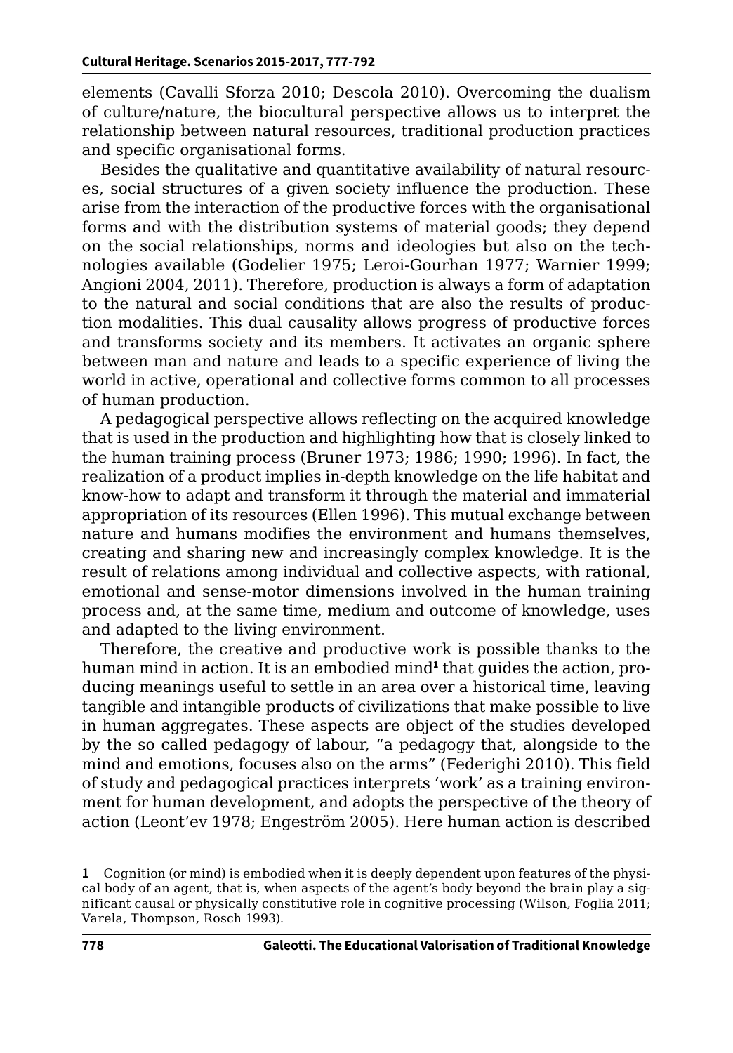elements (Cavalli Sforza 2010; Descola 2010). Overcoming the dualism of culture/nature, the biocultural perspective allows us to interpret the relationship between natural resources, traditional production practices and specific organisational forms.

Besides the qualitative and quantitative availability of natural resources, social structures of a given society influence the production. These arise from the interaction of the productive forces with the organisational forms and with the distribution systems of material goods; they depend on the social relationships, norms and ideologies but also on the technologies available (Godelier 1975; Leroi-Gourhan 1977; Warnier 1999; Angioni 2004, 2011). Therefore, production is always a form of adaptation to the natural and social conditions that are also the results of production modalities. This dual causality allows progress of productive forces and transforms society and its members. It activates an organic sphere between man and nature and leads to a specific experience of living the world in active, operational and collective forms common to all processes of human production.

A pedagogical perspective allows reflecting on the acquired knowledge that is used in the production and highlighting how that is closely linked to the human training process (Bruner 1973; 1986; 1990; 1996). In fact, the realization of a product implies in-depth knowledge on the life habitat and know-how to adapt and transform it through the material and immaterial appropriation of its resources (Ellen 1996). This mutual exchange between nature and humans modifies the environment and humans themselves, creating and sharing new and increasingly complex knowledge. It is the result of relations among individual and collective aspects, with rational, emotional and sense-motor dimensions involved in the human training process and, at the same time, medium and outcome of knowledge, uses and adapted to the living environment.

Therefore, the creative and productive work is possible thanks to the human mind in action. It is an embodied mind[1] that guides the action, producing meanings useful to settle in an area over a historical time, leaving tangible and intangible products of civilizations that make possible to live in human aggregates. These aspects are object of the studies developed by the so called pedagogy of labour, "a pedagogy that, alongside to the mind and emotions, focuses also on the arms" (Federighi 2010). This field of study and pedagogical practices interprets 'work' as a training environment for human development, and adopts the perspective of the theory of action (Leont'ev 1978; Engeström 2005). Here human action is described

**1** Cognition (or mind) is embodied when it is deeply dependent upon features of the physical body of an agent, that is, when aspects of the agent's body beyond the brain play a significant causal or physically constitutive role in cognitive processing (Wilson, Foglia 2011; Varela, Thompson, Rosch 1993).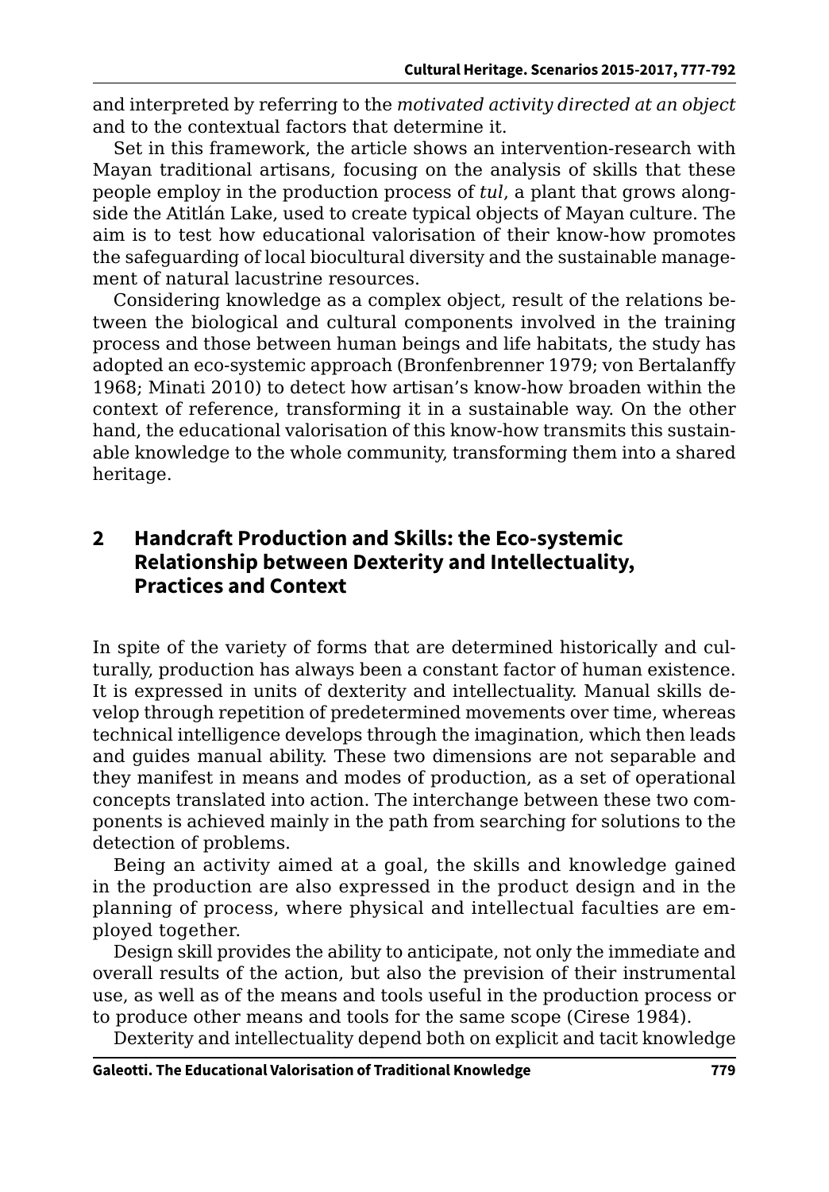and interpreted by referring to the *motivated activity directed at an object* and to the contextual factors that determine it.

Set in this framework, the article shows an intervention-research with Mayan traditional artisans, focusing on the analysis of skills that these people employ in the production process of *tul*, a plant that grows alongside the Atitlán Lake, used to create typical objects of Mayan culture. The aim is to test how educational valorisation of their know-how promotes the safeguarding of local biocultural diversity and the sustainable management of natural lacustrine resources.

Considering knowledge as a complex object, result of the relations between the biological and cultural components involved in the training process and those between human beings and life habitats, the study has adopted an eco-systemic approach (Bronfenbrenner 1979; von Bertalanffy 1968; Minati 2010) to detect how artisan's know-how broaden within the context of reference, transforming it in a sustainable way. On the other hand, the educational valorisation of this know-how transmits this sustainable knowledge to the whole community, transforming them into a shared heritage.

## 2 Handcraft Production and Skills: the Eco-systemic Relationship between Dexterity and Intellectuality, Practices and Context

In spite of the variety of forms that are determined historically and culturally, production has always been a constant factor of human existence. It is expressed in units of dexterity and intellectuality. Manual skills develop through repetition of predetermined movements over time, whereas technical intelligence develops through the imagination, which then leads and guides manual ability. These two dimensions are not separable and they manifest in means and modes of production, as a set of operational concepts translated into action. The interchange between these two components is achieved mainly in the path from searching for solutions to the detection of problems.

Being an activity aimed at a goal, the skills and knowledge gained in the production are also expressed in the product design and in the planning of process, where physical and intellectual faculties are employed together.

Design skill provides the ability to anticipate, not only the immediate and overall results of the action, but also the prevision of their instrumental use, as well as of the means and tools useful in the production process or to produce other means and tools for the same scope (Cirese 1984).

Dexterity and intellectuality depend both on explicit and tacit knowledge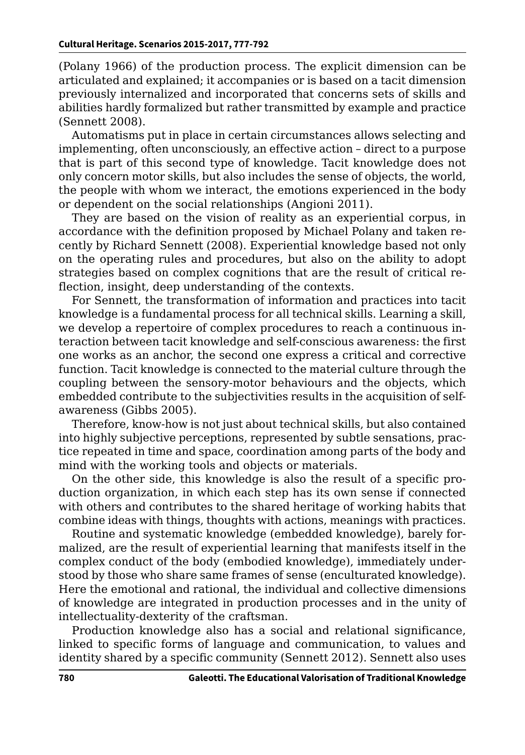(Polany 1966) of the production process. The explicit dimension can be articulated and explained; it accompanies or is based on a tacit dimension previously internalized and incorporated that concerns sets of skills and abilities hardly formalized but rather transmitted by example and practice (Sennett 2008).

Automatisms put in place in certain circumstances allows selecting and implementing, often unconsciously, an effective action – direct to a purpose that is part of this second type of knowledge. Tacit knowledge does not only concern motor skills, but also includes the sense of objects, the world, the people with whom we interact, the emotions experienced in the body or dependent on the social relationships (Angioni 2011).

They are based on the vision of reality as an experiential corpus, in accordance with the definition proposed by Michael Polany and taken recently by Richard Sennett (2008). Experiential knowledge based not only on the operating rules and procedures, but also on the ability to adopt strategies based on complex cognitions that are the result of critical reflection, insight, deep understanding of the contexts.

For Sennett, the transformation of information and practices into tacit knowledge is a fundamental process for all technical skills. Learning a skill, we develop a repertoire of complex procedures to reach a continuous interaction between tacit knowledge and self-conscious awareness: the first one works as an anchor, the second one express a critical and corrective function. Tacit knowledge is connected to the material culture through the coupling between the sensory-motor behaviours and the objects, which embedded contribute to the subjectivities results in the acquisition of self-awareness (Gibbs 2005).

Therefore, know-how is not just about technical skills, but also contained into highly subjective perceptions, represented by subtle sensations, practice repeated in time and space, coordination among parts of the body and mind with the working tools and objects or materials.

On the other side, this knowledge is also the result of a specific production organization, in which each step has its own sense if connected with others and contributes to the shared heritage of working habits that combine ideas with things, thoughts with actions, meanings with practices.

Routine and systematic knowledge (embedded knowledge), barely formalized, are the result of experiential learning that manifests itself in the complex conduct of the body (embodied knowledge), immediately understood by those who share same frames of sense (enculturated knowledge). Here the emotional and rational, the individual and collective dimensions of knowledge are integrated in production processes and in the unity of intellectuality-dexterity of the craftsman.

Production knowledge also has a social and relational significance, linked to specific forms of language and communication, to values and identity shared by a specific community (Sennett 2012). Sennett also uses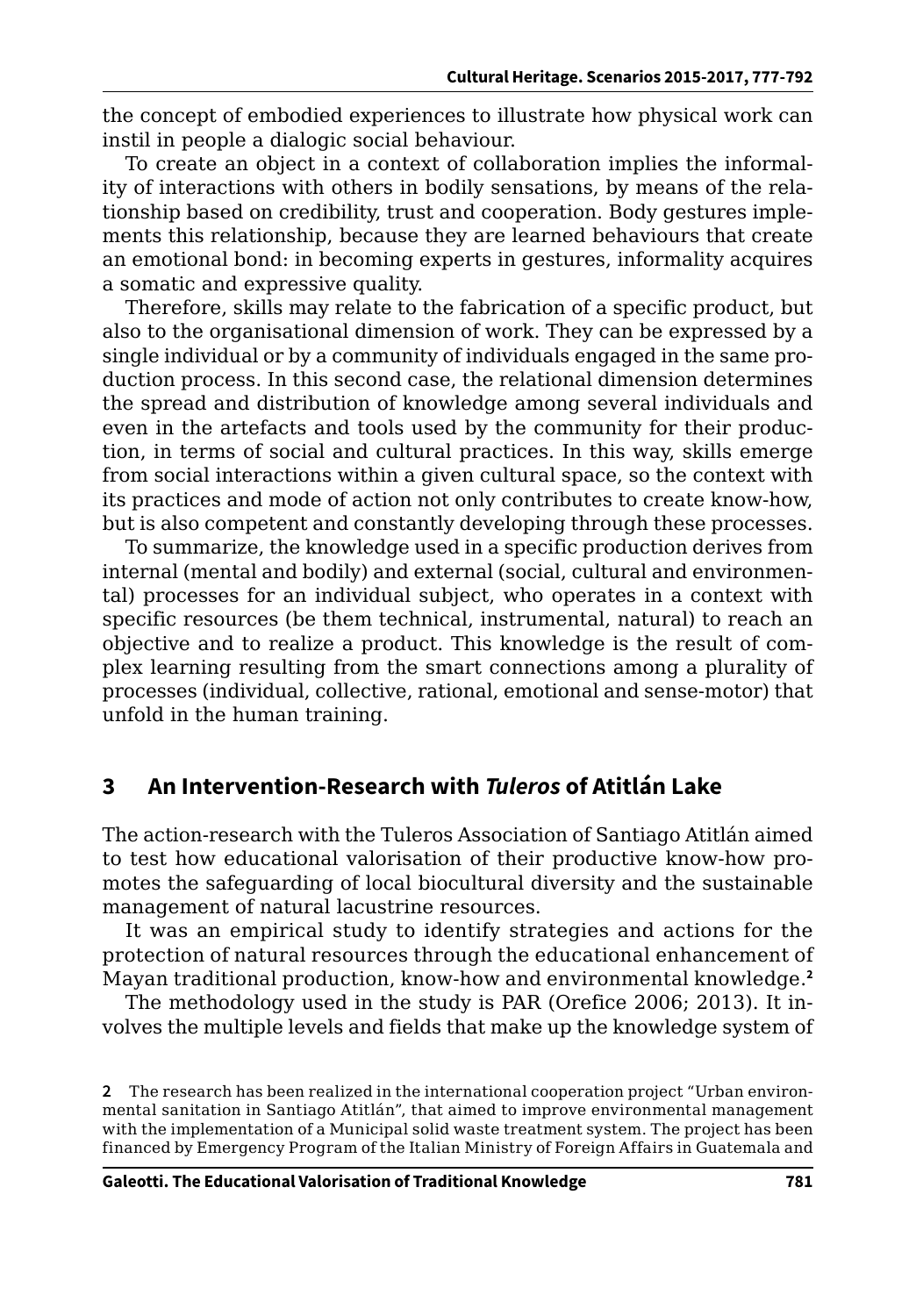the concept of embodied experiences to illustrate how physical work can instil in people a dialogic social behaviour.

To create an object in a context of collaboration implies the informality of interactions with others in bodily sensations, by means of the relationship based on credibility, trust and cooperation. Body gestures implements this relationship, because they are learned behaviours that create an emotional bond: in becoming experts in gestures, informality acquires a somatic and expressive quality.

Therefore, skills may relate to the fabrication of a specific product, but also to the organisational dimension of work. They can be expressed by a single individual or by a community of individuals engaged in the same production process. In this second case, the relational dimension determines the spread and distribution of knowledge among several individuals and even in the artefacts and tools used by the community for their production, in terms of social and cultural practices. In this way, skills emerge from social interactions within a given cultural space, so the context with its practices and mode of action not only contributes to create know-how, but is also competent and constantly developing through these processes.

To summarize, the knowledge used in a specific production derives from internal (mental and bodily) and external (social, cultural and environmental) processes for an individual subject, who operates in a context with specific resources (be them technical, instrumental, natural) to reach an objective and to realize a product. This knowledge is the result of complex learning resulting from the smart connections among a plurality of processes (individual, collective, rational, emotional and sense-motor) that unfold in the human training.

## 3 An Intervention-Research with *Tuleros* of Atitlán Lake

The action-research with the Tuleros Association of Santiago Atitlán aimed to test how educational valorisation of their productive know-how promotes the safeguarding of local biocultural diversity and the sustainable management of natural lacustrine resources.

It was an empirical study to identify strategies and actions for the protection of natural resources through the educational enhancement of Mayan traditional production, know-how and environmental knowledge.[2]

The methodology used in the study is PAR (Orefice 2006; 2013). It involves the multiple levels and fields that make up the knowledge system of

[2] The research has been realized in the international cooperation project "Urban environmental sanitation in Santiago Atitlán", that aimed to improve environmental management with the implementation of a Municipal solid waste treatment system. The project has been financed by Emergency Program of the Italian Ministry of Foreign Affairs in Guatemala and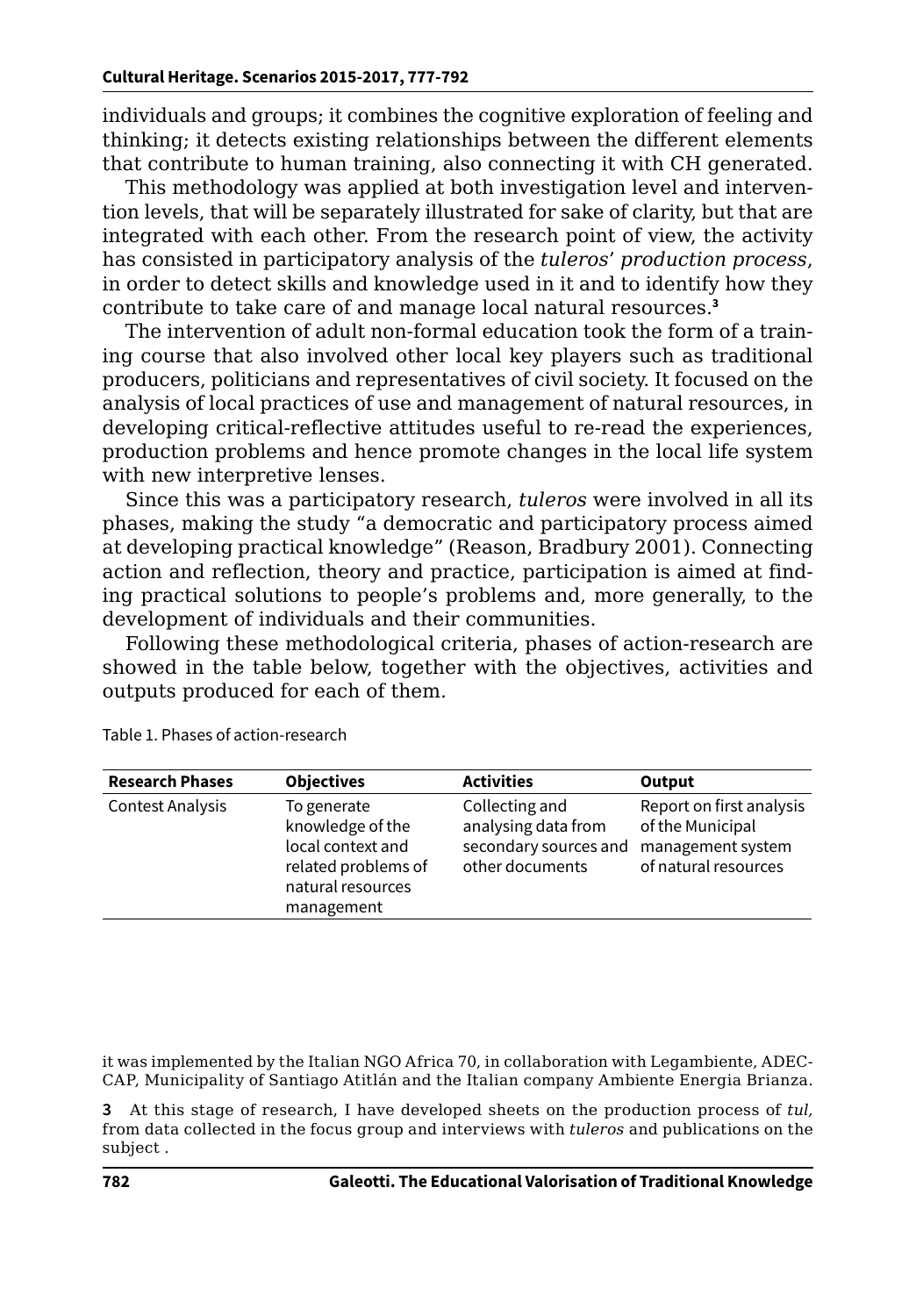individuals and groups; it combines the cognitive exploration of feeling and thinking; it detects existing relationships between the different elements that contribute to human training, also connecting it with CH generated.

This methodology was applied at both investigation level and intervention levels, that will be separately illustrated for sake of clarity, but that are integrated with each other. From the research point of view, the activity has consisted in participatory analysis of the *tuleros' production process*, in order to detect skills and knowledge used in it and to identify how they contribute to take care of and manage local natural resources.[3]

The intervention of adult non-formal education took the form of a training course that also involved other local key players such as traditional producers, politicians and representatives of civil society. It focused on the analysis of local practices of use and management of natural resources, in developing critical-reflective attitudes useful to re-read the experiences, production problems and hence promote changes in the local life system with new interpretive lenses.

Since this was a participatory research, *tuleros* were involved in all its phases, making the study "a democratic and participatory process aimed at developing practical knowledge" (Reason, Bradbury 2001). Connecting action and reflection, theory and practice, participation is aimed at finding practical solutions to people's problems and, more generally, to the development of individuals and their communities.

Following these methodological criteria, phases of action-research are showed in the table below, together with the objectives, activities and outputs produced for each of them.

Table 1. Phases of action-research

| Research Phases | Objectives | Activities | Output |
|---|---|---|---|
| Contest Analysis | To generate knowledge of the local context and related problems of natural resources management | Collecting and analysing data from secondary sources and other documents | Report on first analysis of the Municipal management system of natural resources |

it was implemented by the Italian NGO Africa 70, in collaboration with Legambiente, ADEC-CAP, Municipality of Santiago Atitlán and the Italian company Ambiente Energia Brianza.

**3** At this stage of research, I have developed sheets on the production process of *tul,* from data collected in the focus group and interviews with *tuleros* and publications on the subject .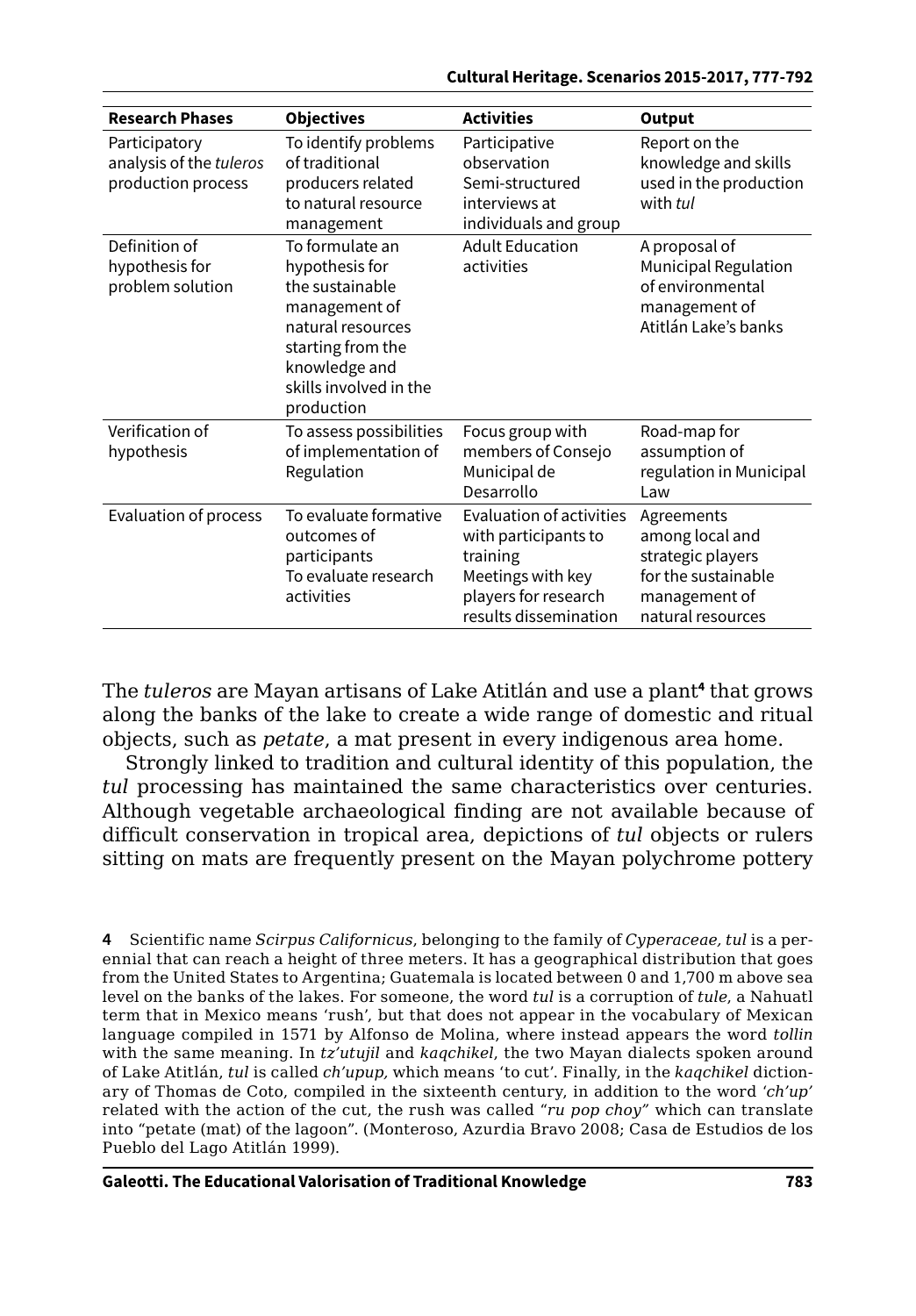| Research Phases | Objectives | Activities | Output |
|---|---|---|---|
| Participatory analysis of the *tuleros* production process | To identify problems of traditional producers related to natural resource management | Participative observation Semi-structured interviews at individuals and group | Report on the knowledge and skills used in the production with *tul* |
| Definition of hypothesis for problem solution | To formulate an hypothesis for the sustainable management of natural resources starting from the knowledge and skills involved in the production | Adult Education activities | A proposal of Municipal Regulation of environmental management of Atitlán Lake's banks |
| Verification of hypothesis | To assess possibilities of implementation of Regulation | Focus group with members of Consejo Municipal de Desarrollo | Road-map for assumption of regulation in Municipal Law |
| Evaluation of process | To evaluate formative outcomes of participants To evaluate research activities | Evaluation of activities with participants to training Meetings with key players for research results dissemination | Agreements among local and strategic players for the sustainable management of natural resources |

The *tuleros* are Mayan artisans of Lake Atitlán and use a plant[4] that grows along the banks of the lake to create a wide range of domestic and ritual objects, such as *petate*, a mat present in every indigenous area home.

Strongly linked to tradition and cultural identity of this population, the *tul* processing has maintained the same characteristics over centuries. Although vegetable archaeological finding are not available because of difficult conservation in tropical area, depictions of *tul* objects or rulers sitting on mats are frequently present on the Mayan polychrome pottery

**4** Scientific name *Scirpus Californicus*, belonging to the family of *Cyperaceae, tul* is a perennial that can reach a height of three meters. It has a geographical distribution that goes from the United States to Argentina; Guatemala is located between 0 and 1,700 m above sea level on the banks of the lakes. For someone, the word *tul* is a corruption of *tule*, a Nahuatl term that in Mexico means 'rush', but that does not appear in the vocabulary of Mexican language compiled in 1571 by Alfonso de Molina, where instead appears the word *tollin* with the same meaning. In *tz'utujil* and *kaqchikel*, the two Mayan dialects spoken around of Lake Atitlán, *tul* is called *ch'upup,* which means 'to cut'. Finally, in the *kaqchikel* dictionary of Thomas de Coto, compiled in the sixteenth century, in addition to the word '*ch'up*' related with the action of the cut, the rush was called "*ru pop choy*" which can translate into "petate (mat) of the lagoon". (Monteroso, Azurdia Bravo 2008; Casa de Estudios de los Pueblo del Lago Atitlán 1999).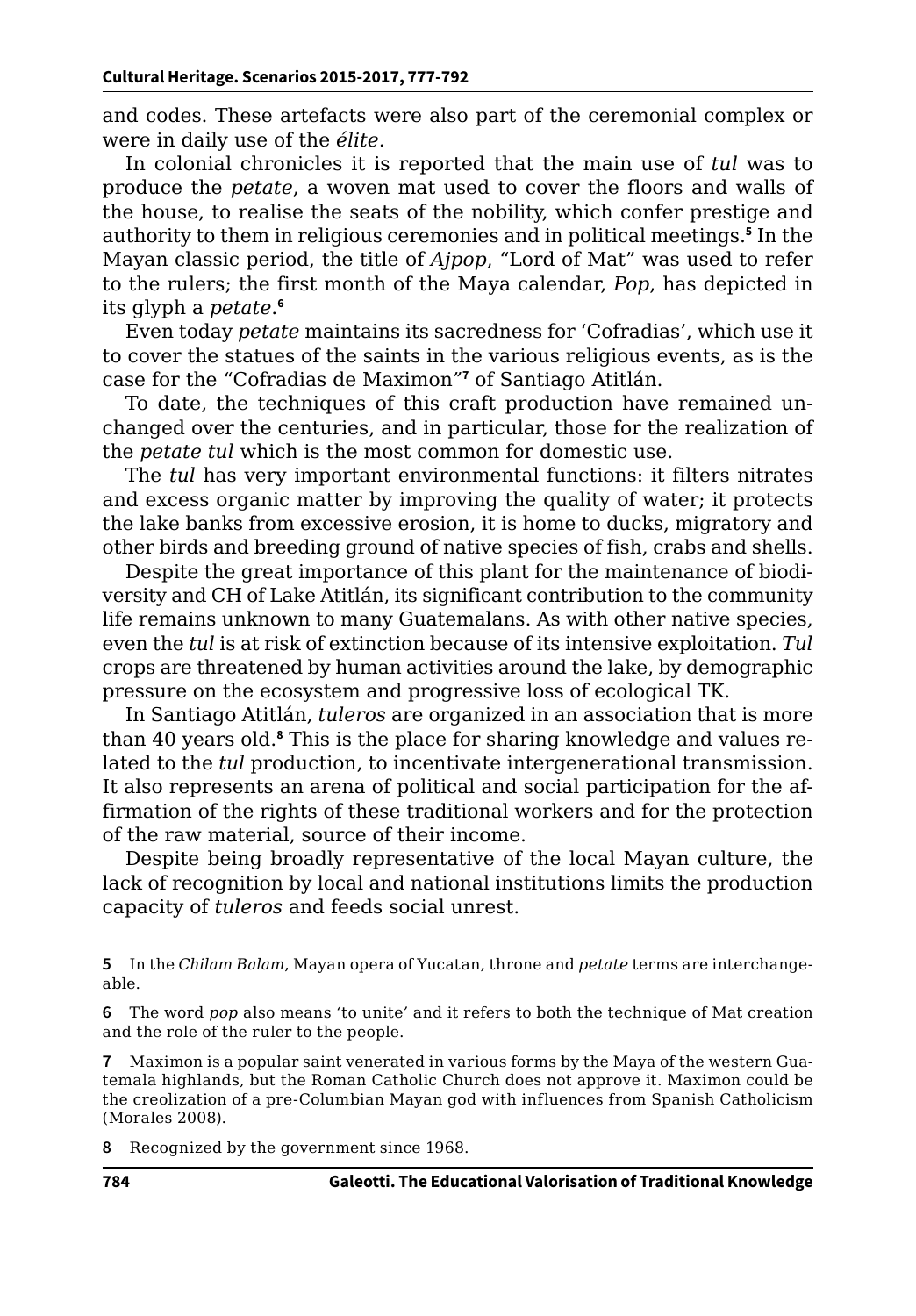and codes. These artefacts were also part of the ceremonial complex or were in daily use of the *élite*.

In colonial chronicles it is reported that the main use of *tul* was to produce the *petate*, a woven mat used to cover the floors and walls of the house, to realise the seats of the nobility, which confer prestige and authority to them in religious ceremonies and in political meetings.[5] In the Mayan classic period, the title of *Ajpop*, "Lord of Mat" was used to refer to the rulers; the first month of the Maya calendar, *Pop*, has depicted in its glyph a *petate*.[6]

Even today *petate* maintains its sacredness for 'Cofradias', which use it to cover the statues of the saints in the various religious events, as is the case for the "Cofradias de Maximon"[7] of Santiago Atitlán.

To date, the techniques of this craft production have remained unchanged over the centuries, and in particular, those for the realization of the *petate tul* which is the most common for domestic use.

The *tul* has very important environmental functions: it filters nitrates and excess organic matter by improving the quality of water; it protects the lake banks from excessive erosion, it is home to ducks, migratory and other birds and breeding ground of native species of fish, crabs and shells.

Despite the great importance of this plant for the maintenance of biodiversity and CH of Lake Atitlán, its significant contribution to the community life remains unknown to many Guatemalans. As with other native species, even the *tul* is at risk of extinction because of its intensive exploitation. *Tul* crops are threatened by human activities around the lake, by demographic pressure on the ecosystem and progressive loss of ecological TK.

In Santiago Atitlán, *tuleros* are organized in an association that is more than 40 years old.[8] This is the place for sharing knowledge and values related to the *tul* production, to incentivate intergenerational transmission. It also represents an arena of political and social participation for the affirmation of the rights of these traditional workers and for the protection of the raw material, source of their income.

Despite being broadly representative of the local Mayan culture, the lack of recognition by local and national institutions limits the production capacity of *tuleros* and feeds social unrest.

5 In the *Chilam Balam*, Mayan opera of Yucatan, throne and *petate* terms are interchangeable.

6 The word *pop* also means 'to unite' and it refers to both the technique of Mat creation and the role of the ruler to the people.

7 Maximon is a popular saint venerated in various forms by the Maya of the western Guatemala highlands, but the Roman Catholic Church does not approve it. Maximon could be the creolization of a pre-Columbian Mayan god with influences from Spanish Catholicism (Morales 2008).

8 Recognized by the government since 1968.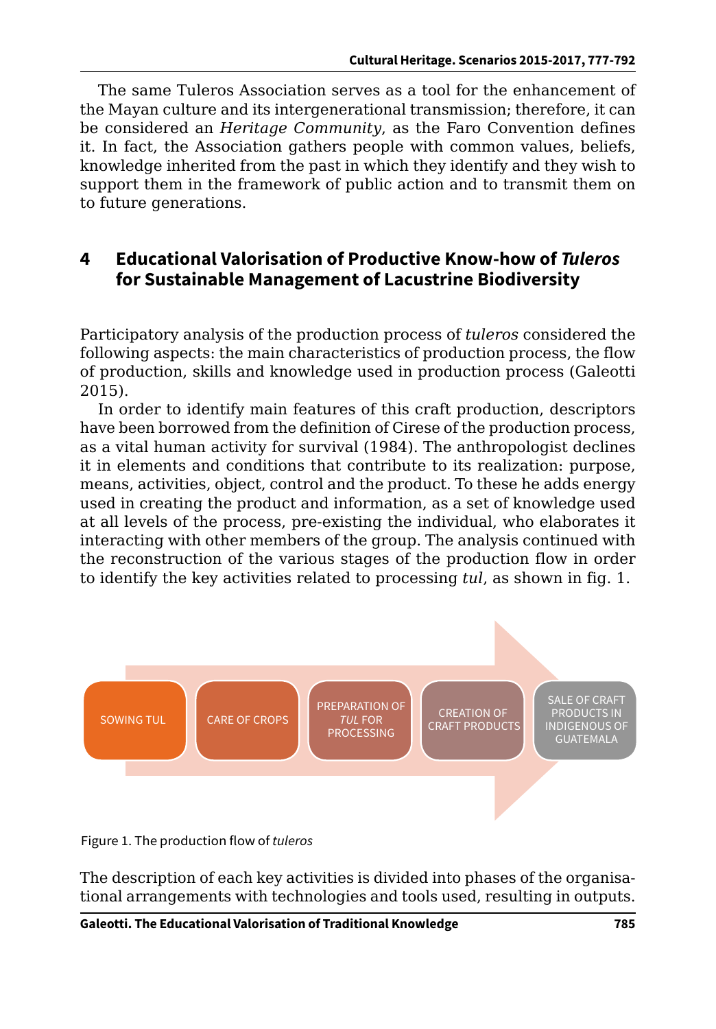The same Tuleros Association serves as a tool for the enhancement of the Mayan culture and its intergenerational transmission; therefore, it can be considered an *Heritage Community*, as the Faro Convention defines it. In fact, the Association gathers people with common values, beliefs, knowledge inherited from the past in which they identify and they wish to support them in the framework of public action and to transmit them on to future generations.

## 4 Educational Valorisation of Productive Know-how of *Tuleros* for Sustainable Management of Lacustrine Biodiversity

Participatory analysis of the production process of *tuleros* considered the following aspects: the main characteristics of production process, the flow of production, skills and knowledge used in production process (Galeotti 2015).

In order to identify main features of this craft production, descriptors have been borrowed from the definition of Cirese of the production process, as a vital human activity for survival (1984). The anthropologist declines it in elements and conditions that contribute to its realization: purpose, means, activities, object, control and the product. To these he adds energy used in creating the product and information, as a set of knowledge used at all levels of the process, pre-existing the individual, who elaborates it interacting with other members of the group. The analysis continued with the reconstruction of the various stages of the production flow in order to identify the key activities related to processing *tul*, as shown in fig. 1.

SOWING TUL

CARE OF CROPS

PREPARATION OF *TUL* FOR PROCESSING

CREATION OF CRAFT PRODUCTS

SALE OF CRAFT PRODUCTS IN INDIGENOUS OF GUATEMALA

Figure 1. The production flow of *tuleros*

The description of each key activities is divided into phases of the organisational arrangements with technologies and tools used, resulting in outputs.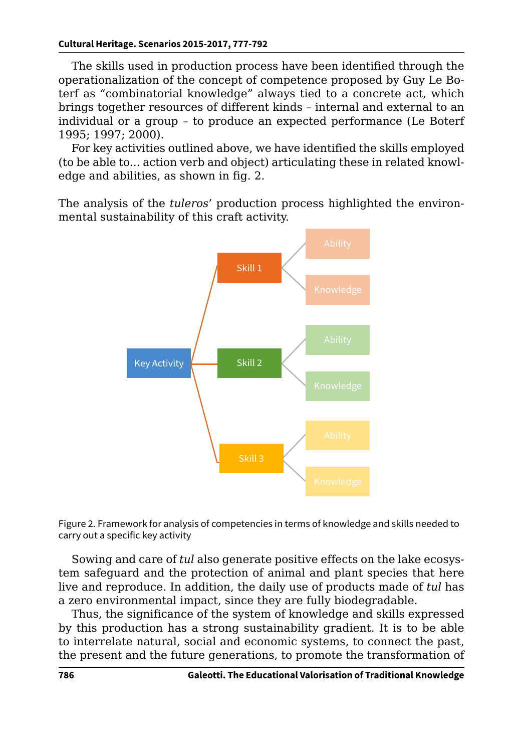The skills used in production process have been identified through the operationalization of the concept of competence proposed by Guy Le Boterf as "combinatorial knowledge" always tied to a concrete act, which brings together resources of different kinds – internal and external to an individual or a group – to produce an expected performance (Le Boterf 1995; 1997; 2000).

For key activities outlined above, we have identified the skills employed (to be able to… action verb and object) articulating these in related knowledge and abilities, as shown in fig. 2.

The analysis of the *tuleros*' production process highlighted the environmental sustainability of this craft activity.

Key Activity

Skill 1

Ability

Knowledge

Skill 2

Ability

Knowledge

Skill 3

Ability

Knowledge

Figure 2. Framework for analysis of competencies in terms of knowledge and skills needed to carry out a specific key activity

Sowing and care of *tul* also generate positive effects on the lake ecosystem safeguard and the protection of animal and plant species that here live and reproduce. In addition, the daily use of products made of *tul* has a zero environmental impact, since they are fully biodegradable.

Thus, the significance of the system of knowledge and skills expressed by this production has a strong sustainability gradient. It is to be able to interrelate natural, social and economic systems, to connect the past, the present and the future generations, to promote the transformation of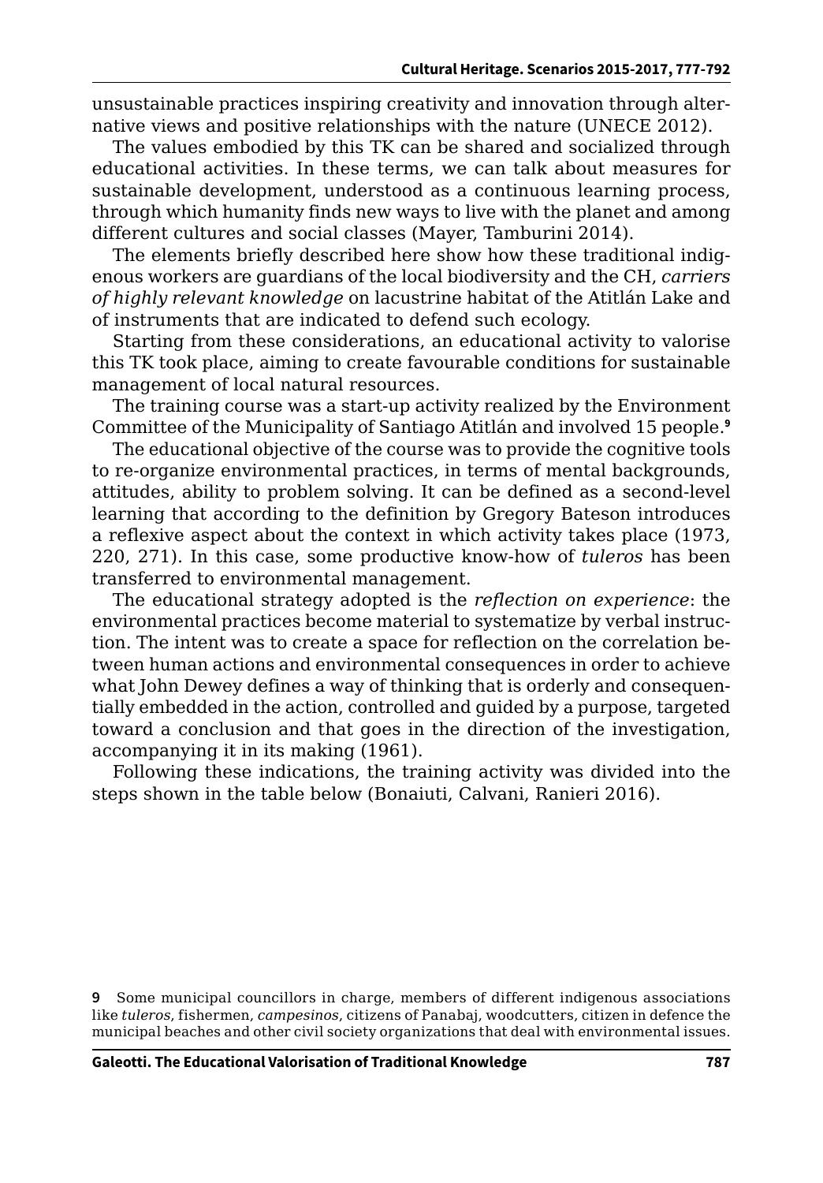unsustainable practices inspiring creativity and innovation through alternative views and positive relationships with the nature (UNECE 2012).

The values embodied by this TK can be shared and socialized through educational activities. In these terms, we can talk about measures for sustainable development, understood as a continuous learning process, through which humanity finds new ways to live with the planet and among different cultures and social classes (Mayer, Tamburini 2014).

The elements briefly described here show how these traditional indigenous workers are guardians of the local biodiversity and the CH, *carriers of highly relevant knowledge* on lacustrine habitat of the Atitlán Lake and of instruments that are indicated to defend such ecology.

Starting from these considerations, an educational activity to valorise this TK took place, aiming to create favourable conditions for sustainable management of local natural resources.

The training course was a start-up activity realized by the Environment Committee of the Municipality of Santiago Atitlán and involved 15 people.[9]

The educational objective of the course was to provide the cognitive tools to re-organize environmental practices, in terms of mental backgrounds, attitudes, ability to problem solving. It can be defined as a second-level learning that according to the definition by Gregory Bateson introduces a reflexive aspect about the context in which activity takes place (1973, 220, 271). In this case, some productive know-how of *tuleros* has been transferred to environmental management.

The educational strategy adopted is the *reflection on experience*: the environmental practices become material to systematize by verbal instruction. The intent was to create a space for reflection on the correlation between human actions and environmental consequences in order to achieve what John Dewey defines a way of thinking that is orderly and consequentially embedded in the action, controlled and guided by a purpose, targeted toward a conclusion and that goes in the direction of the investigation, accompanying it in its making (1961).

Following these indications, the training activity was divided into the steps shown in the table below (Bonaiuti, Calvani, Ranieri 2016).

---

**9** Some municipal councillors in charge, members of different indigenous associations like *tuleros*, fishermen, *campesinos*, citizens of Panabaj, woodcutters, citizen in defence the municipal beaches and other civil society organizations that deal with environmental issues.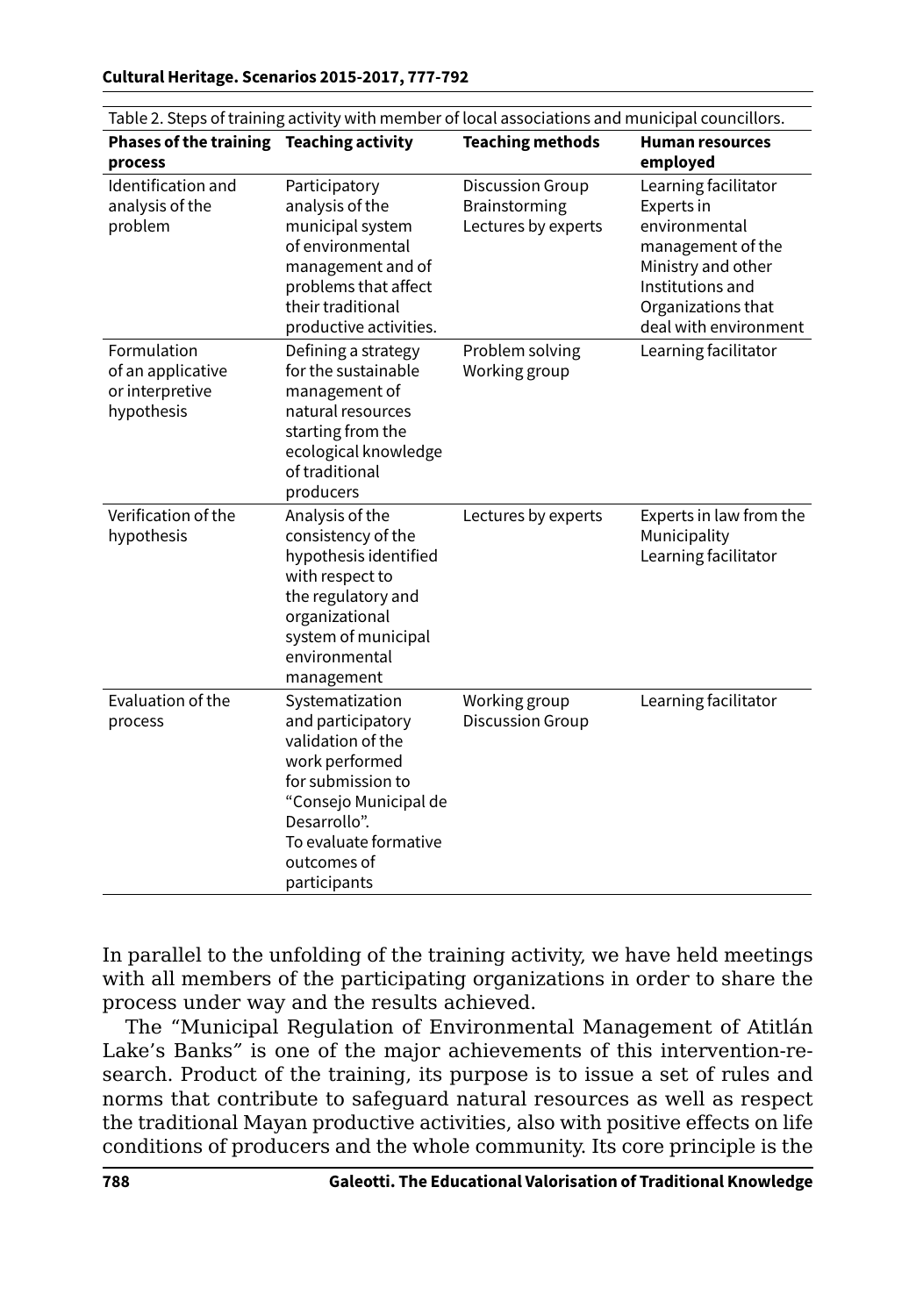Table 2. Steps of training activity with member of local associations and municipal councillors.

| Phases of the training process | Teaching activity | Teaching methods | Human resources employed |
|---|---|---|---|
| Identification and analysis of the problem | Participatory analysis of the municipal system of environmental management and of problems that affect their traditional productive activities. | Discussion Group<br>Brainstorming<br>Lectures by experts | Learning facilitator<br>Experts in environmental management of the Ministry and other Institutions and Organizations that deal with environment |
| Formulation of an applicative or interpretive hypothesis | Defining a strategy for the sustainable management of natural resources starting from the ecological knowledge of traditional producers | Problem solving<br>Working group | Learning facilitator |
| Verification of the hypothesis | Analysis of the consistency of the hypothesis identified with respect to the regulatory and organizational system of municipal environmental management | Lectures by experts | Experts in law from the Municipality<br>Learning facilitator |
| Evaluation of the process | Systematization and participatory validation of the work performed for submission to "Consejo Municipal de Desarrollo".<br>To evaluate formative outcomes of participants | Working group<br>Discussion Group | Learning facilitator |

In parallel to the unfolding of the training activity, we have held meetings with all members of the participating organizations in order to share the process under way and the results achieved.

The "Municipal Regulation of Environmental Management of Atitlán Lake's Banks" is one of the major achievements of this intervention-research. Product of the training, its purpose is to issue a set of rules and norms that contribute to safeguard natural resources as well as respect the traditional Mayan productive activities, also with positive effects on life conditions of producers and the whole community. Its core principle is the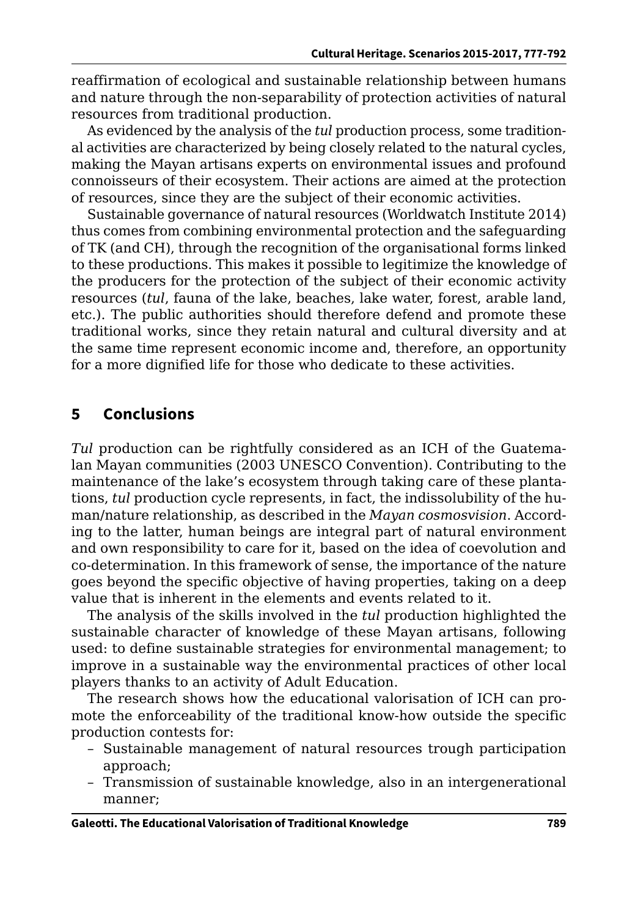reaffirmation of ecological and sustainable relationship between humans and nature through the non-separability of protection activities of natural resources from traditional production.

As evidenced by the analysis of the *tul* production process, some traditional activities are characterized by being closely related to the natural cycles, making the Mayan artisans experts on environmental issues and profound connoisseurs of their ecosystem. Their actions are aimed at the protection of resources, since they are the subject of their economic activities.

Sustainable governance of natural resources (Worldwatch Institute 2014) thus comes from combining environmental protection and the safeguarding of TK (and CH), through the recognition of the organisational forms linked to these productions. This makes it possible to legitimize the knowledge of the producers for the protection of the subject of their economic activity resources (*tul*, fauna of the lake, beaches, lake water, forest, arable land, etc.). The public authorities should therefore defend and promote these traditional works, since they retain natural and cultural diversity and at the same time represent economic income and, therefore, an opportunity for a more dignified life for those who dedicate to these activities.

## 5 Conclusions

*Tul* production can be rightfully considered as an ICH of the Guatemalan Mayan communities (2003 UNESCO Convention). Contributing to the maintenance of the lake's ecosystem through taking care of these plantations, *tul* production cycle represents, in fact, the indissolubility of the human/nature relationship, as described in the *Mayan cosmosvision*. According to the latter, human beings are integral part of natural environment and own responsibility to care for it, based on the idea of coevolution and co-determination. In this framework of sense, the importance of the nature goes beyond the specific objective of having properties, taking on a deep value that is inherent in the elements and events related to it.

The analysis of the skills involved in the *tul* production highlighted the sustainable character of knowledge of these Mayan artisans, following used: to define sustainable strategies for environmental management; to improve in a sustainable way the environmental practices of other local players thanks to an activity of Adult Education.

The research shows how the educational valorisation of ICH can promote the enforceability of the traditional know-how outside the specific production contests for:

- Sustainable management of natural resources trough participation approach;
- Transmission of sustainable knowledge, also in an intergenerational manner;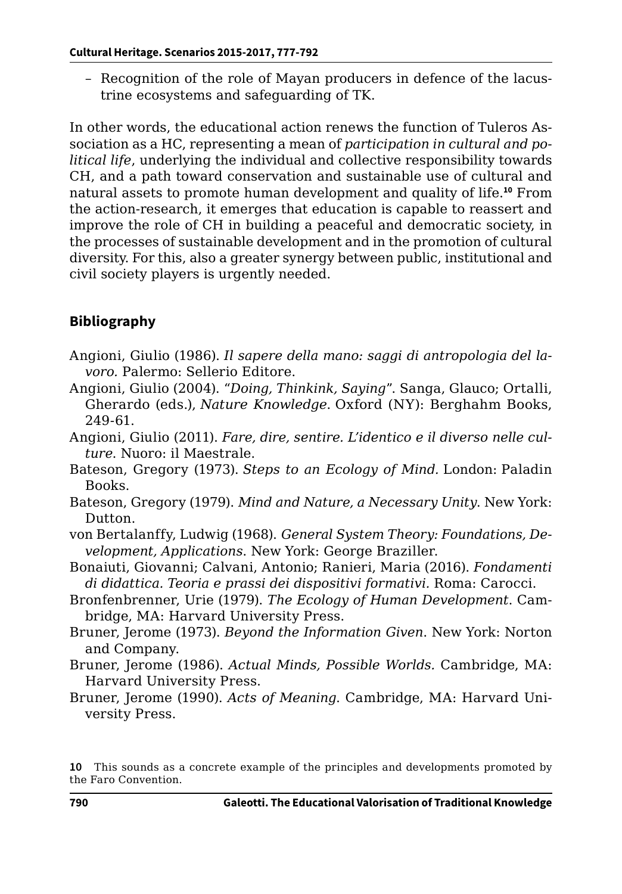– Recognition of the role of Mayan producers in defence of the lacustrine ecosystems and safeguarding of TK.

In other words, the educational action renews the function of Tuleros Association as a HC, representing a mean of *participation in cultural and political life*, underlying the individual and collective responsibility towards CH, and a path toward conservation and sustainable use of cultural and natural assets to promote human development and quality of life.[10] From the action-research, it emerges that education is capable to reassert and improve the role of CH in building a peaceful and democratic society, in the processes of sustainable development and in the promotion of cultural diversity. For this, also a greater synergy between public, institutional and civil society players is urgently needed.

## Bibliography

Angioni, Giulio (1986). *Il sapere della mano: saggi di antropologia del lavoro.* Palermo: Sellerio Editore.

Angioni, Giulio (2004). "*Doing, Thinkink, Saying*". Sanga, Glauco; Ortalli, Gherardo (eds.), *Nature Knowledge*. Oxford (NY): Berghahm Books, 249-61.

Angioni, Giulio (2011). *Fare, dire, sentire. L'identico e il diverso nelle culture*. Nuoro: il Maestrale.

Bateson, Gregory (1973). *Steps to an Ecology of Mind*. London: Paladin Books.

Bateson, Gregory (1979). *Mind and Nature, a Necessary Unity*. New York: Dutton.

von Bertalanffy, Ludwig (1968). *General System Theory: Foundations, Development, Applications*. New York: George Braziller.

Bonaiuti, Giovanni; Calvani, Antonio; Ranieri, Maria (2016). *Fondamenti di didattica. Teoria e prassi dei dispositivi formativi.* Roma: Carocci.

Bronfenbrenner, Urie (1979). *The Ecology of Human Development*. Cambridge, MA: Harvard University Press.

Bruner, Jerome (1973). *Beyond the Information Given*. New York: Norton and Company.

Bruner, Jerome (1986). *Actual Minds, Possible Worlds.* Cambridge, MA: Harvard University Press.

Bruner, Jerome (1990). *Acts of Meaning*. Cambridge, MA: Harvard University Press.

10 This sounds as a concrete example of the principles and developments promoted by the Faro Convention.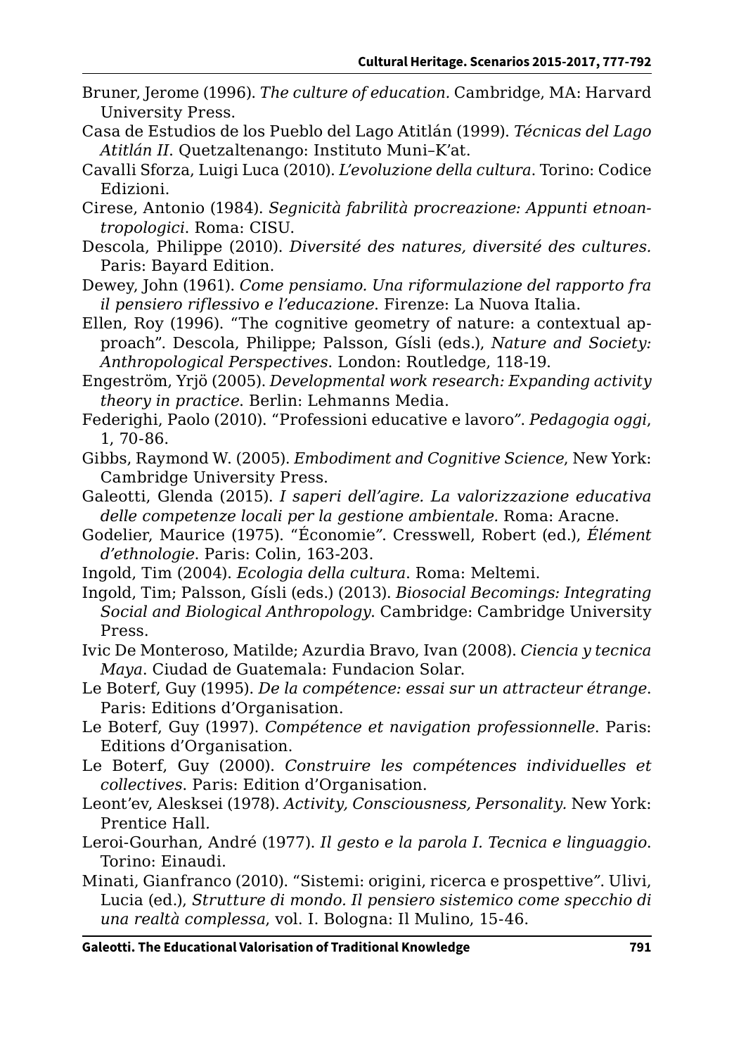Bruner, Jerome (1996). *The culture of education*. Cambridge, MA: Harvard University Press.

Casa de Estudios de los Pueblo del Lago Atitlán (1999). *Técnicas del Lago Atitlán II*. Quetzaltenango: Instituto Muni–K'at.

Cavalli Sforza, Luigi Luca (2010). *L'evoluzione della cultura*. Torino: Codice Edizioni.

Cirese, Antonio (1984). *Segnicità fabrilità procreazione: Appunti etnoantropologici*. Roma: CISU.

Descola, Philippe (2010). *Diversité des natures, diversité des cultures.* Paris: Bayard Edition.

Dewey, John (1961). *Come pensiamo. Una riformulazione del rapporto fra il pensiero riflessivo e l'educazione*. Firenze: La Nuova Italia.

Ellen, Roy (1996). "The cognitive geometry of nature: a contextual approach". Descola, Philippe; Palsson, Gísli (eds.), *Nature and Society: Anthropological Perspectives*. London: Routledge, 118-19.

Engeström, Yrjö (2005). *Developmental work research: Expanding activity theory in practice*. Berlin: Lehmanns Media.

Federighi, Paolo (2010). "Professioni educative e lavoro". *Pedagogia oggi*, 1, 70-86.

Gibbs, Raymond W. (2005). *Embodiment and Cognitive Science*, New York: Cambridge University Press.

Galeotti, Glenda (2015). *I saperi dell'agire. La valorizzazione educativa delle competenze locali per la gestione ambientale.* Roma: Aracne.

Godelier, Maurice (1975). "Économie". Cresswell, Robert (ed.), *Élément d'ethnologie*. Paris: Colin, 163-203.

Ingold, Tim (2004). *Ecologia della cultura*. Roma: Meltemi.

Ingold, Tim; Palsson, Gísli (eds.) (2013). *Biosocial Becomings: Integrating Social and Biological Anthropology*. Cambridge: Cambridge University Press.

Ivic De Monteroso, Matilde; Azurdia Bravo, Ivan (2008). *Ciencia y tecnica Maya*. Ciudad de Guatemala: Fundacion Solar.

Le Boterf, Guy (1995). *De la compétence: essai sur un attracteur étrange*. Paris: Editions d'Organisation.

Le Boterf, Guy (1997). *Compétence et navigation professionnelle*. Paris: Editions d'Organisation.

Le Boterf, Guy (2000). *Construire les compétences individuelles et collectives*. Paris: Edition d'Organisation.

Leont'ev, Alesksei (1978). *Activity, Consciousness, Personality.* New York: Prentice Hall.

Leroi-Gourhan, André (1977). *Il gesto e la parola I. Tecnica e linguaggio*. Torino: Einaudi.

Minati, Gianfranco (2010). "Sistemi: origini, ricerca e prospettive". Ulivi, Lucia (ed.), *Strutture di mondo. Il pensiero sistemico come specchio di una realtà complessa*, vol. I. Bologna: Il Mulino, 15-46.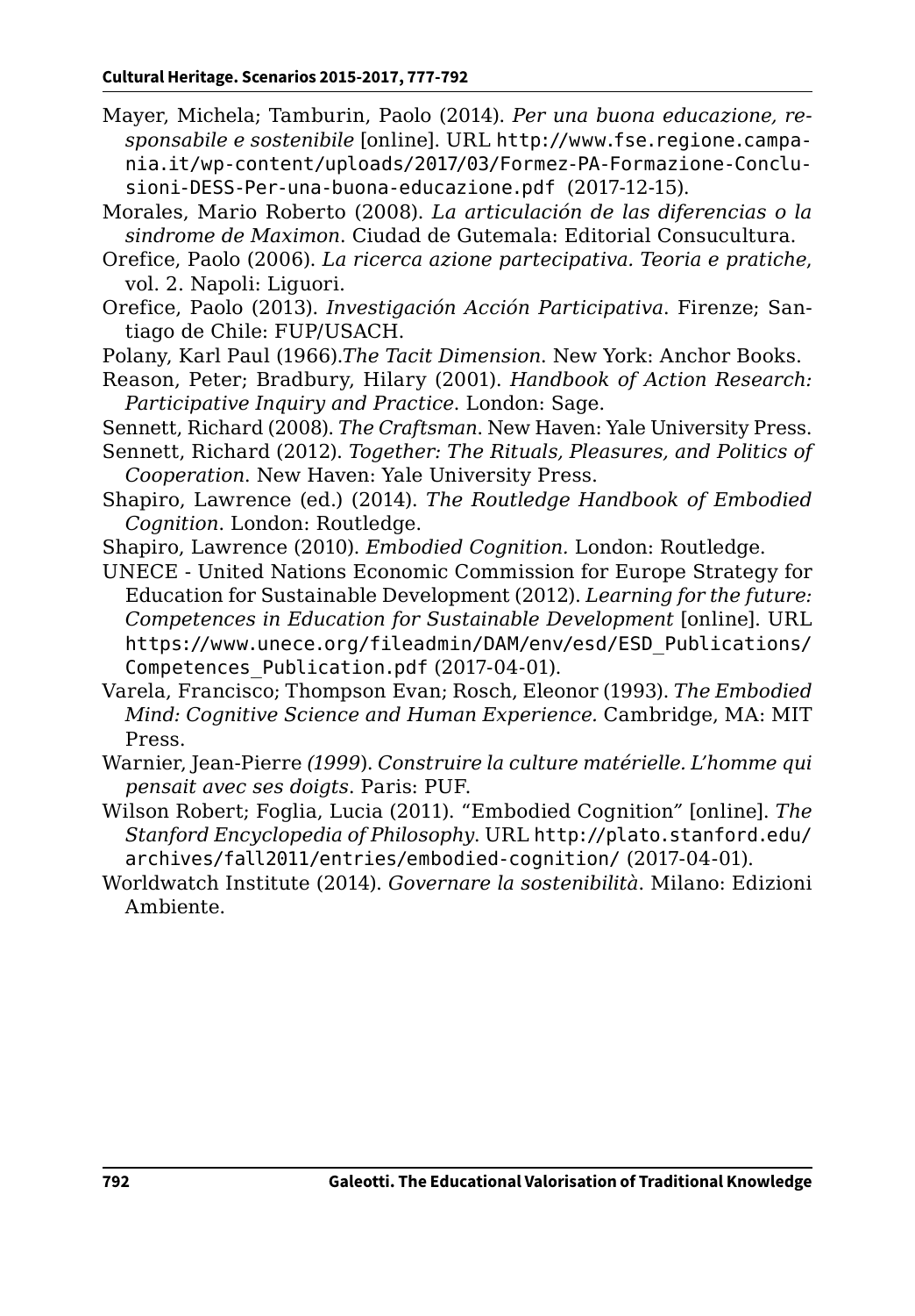Mayer, Michela; Tamburin, Paolo (2014). *Per una buona educazione, responsabile e sostenibile* [online]. URL http://www.fse.regione.campania.it/wp-content/uploads/2017/03/Formez-PA-Formazione-Conclusioni-DESS-Per-una-buona-educazione.pdf (2017-12-15).

Morales, Mario Roberto (2008). *La articulación de las diferencias o la sindrome de Maximon*. Ciudad de Gutemala: Editorial Consucultura.

Orefice, Paolo (2006). *La ricerca azione partecipativa. Teoria e pratiche*, vol. 2. Napoli: Liguori.

Orefice, Paolo (2013). *Investigación Acción Participativa*. Firenze; Santiago de Chile: FUP/USACH.

Polany, Karl Paul (1966).*The Tacit Dimension*. New York: Anchor Books.

Reason, Peter; Bradbury, Hilary (2001). *Handbook of Action Research: Participative Inquiry and Practice*. London: Sage.

Sennett, Richard (2008). *The Craftsman*. New Haven: Yale University Press.

Sennett, Richard (2012). *Together: The Rituals, Pleasures, and Politics of Cooperation*. New Haven: Yale University Press.

Shapiro, Lawrence (ed.) (2014). *The Routledge Handbook of Embodied Cognition*. London: Routledge.

Shapiro, Lawrence (2010). *Embodied Cognition*. London: Routledge.

UNECE - United Nations Economic Commission for Europe Strategy for Education for Sustainable Development (2012). *Learning for the future: Competences in Education for Sustainable Development* [online]. URL https://www.unece.org/fileadmin/DAM/env/esd/ESD_Publications/Competences_Publication.pdf (2017-04-01).

Varela, Francisco; Thompson Evan; Rosch, Eleonor (1993). *The Embodied Mind: Cognitive Science and Human Experience.* Cambridge, MA: MIT Press.

Warnier, Jean-Pierre *(1999*). *Construire la culture matérielle. L'homme qui pensait avec ses doigts*. Paris: PUF.

Wilson Robert; Foglia, Lucia (2011). "Embodied Cognition" [online]. *The Stanford Encyclopedia of Philosophy*. URL http://plato.stanford.edu/archives/fall2011/entries/embodied-cognition/ (2017-04-01).

Worldwatch Institute (2014). *Governare la sostenibilità*. Milano: Edizioni Ambiente.